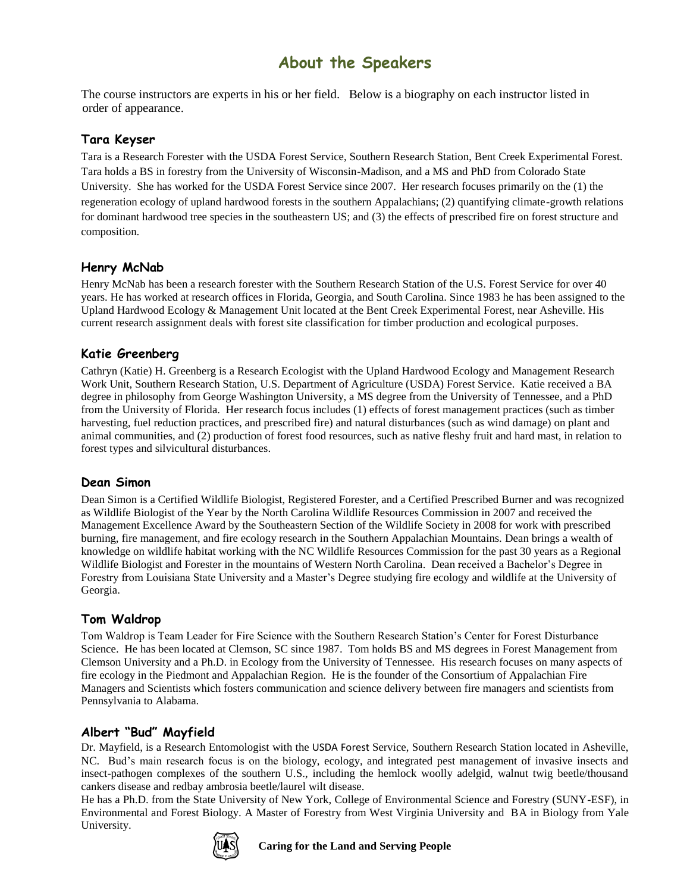# About the Speakers

The course instructors are experts in his or her field. Below is a biography on each instructor listed in order of appearance.

### Tara Keyser

Tara is a Research Forester with the USDA Forest Service, Southern Research Station, Bent Creek Experimental Forest. Tara holds a BS in forestry from the University of Wisconsin-Madison, and a MS and PhD from Colorado State University. She has worked for the USDA Forest Service since 2007. Her research focuses primarily on the (1) the regeneration ecology of upland hardwood forests in the southern Appalachians; (2) quantifying climate-growth relations for dominant hardwood tree species in the southeastern US; and (3) the effects of prescribed fire on forest structure and composition.

### Henry McNab

Henry McNab has been a research forester with the Southern Research Station of the U.S. Forest Service for over 40 years. He has worked at research offices in Florida, Georgia, and South Carolina. Since 1983 he has been assigned to the Upland Hardwood Ecology & Management Unit located at the Bent Creek Experimental Forest, near Asheville. His current research assignment deals with forest site classification for timber production and ecological purposes.

### Katie Greenberg

Cathryn (Katie) H. Greenberg is a Research Ecologist with the Upland Hardwood Ecology and Management Research Work Unit, Southern Research Station, U.S. Department of Agriculture (USDA) Forest Service. Katie received a BA degree in philosophy from George Washington University, a MS degree from the University of Tennessee, and a PhD from the University of Florida. Her research focus includes (1) effects of forest management practices (such as timber harvesting, fuel reduction practices, and prescribed fire) and natural disturbances (such as wind damage) on plant and animal communities, and (2) production of forest food resources, such as native fleshy fruit and hard mast, in relation to forest types and silvicultural disturbances.

### Dean Simon

Dean Simon is a Certified Wildlife Biologist, Registered Forester, and a Certified Prescribed Burner and was recognized as Wildlife Biologist of the Year by the North Carolina Wildlife Resources Commission in 2007 and received the Management Excellence Award by the Southeastern Section of the Wildlife Society in 2008 for work with prescribed burning, fire management, and fire ecology research in the Southern Appalachian Mountains. Dean brings a wealth of knowledge on wildlife habitat working with the NC Wildlife Resources Commission for the past 30 years as a Regional Wildlife Biologist and Forester in the mountains of Western North Carolina. Dean received a Bachelor's Degree in Forestry from Louisiana State University and a Master's Degree studying fire ecology and wildlife at the University of Georgia.

### Tom Waldrop

Tom Waldrop is Team Leader for Fire Science with the Southern Research Station's Center for Forest Disturbance Science. He has been located at Clemson, SC since 1987. Tom holds BS and MS degrees in Forest Management from Clemson University and a Ph.D. in Ecology from the University of Tennessee. His research focuses on many aspects of fire ecology in the Piedmont and Appalachian Region. He is the founder of the Consortium of Appalachian Fire Managers and Scientists which fosters communication and science delivery between fire managers and scientists from Pennsylvania to Alabama.

### Albert "Bud" Mayfield

Dr. Mayfield, is a Research Entomologist with the USDA Forest Service, Southern Research Station located in Asheville, NC. Bud's main research focus is on the biology, ecology, and integrated pest management of invasive insects and insect-pathogen complexes of the southern U.S., including the hemlock woolly adelgid, walnut twig beetle/thousand cankers disease and redbay ambrosia beetle/laurel wilt disease.

He has a Ph.D. from the State University of New York, College of Environmental Science and Forestry (SUNY-ESF), in Environmental and Forest Biology. A Master of Forestry from West Virginia University and BA in Biology from Yale University.

**Caring for the Land and Serving People**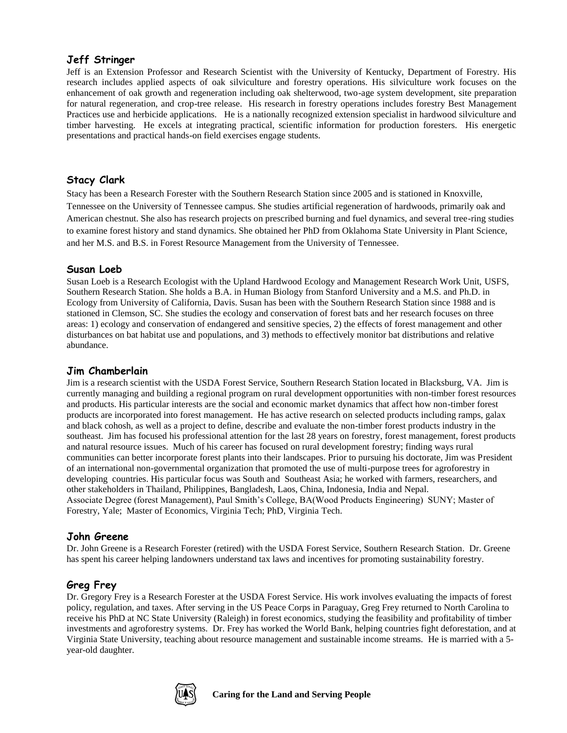## Jeff Stringer

Jeff is an Extension Professor and Research Scientist with the University of Kentucky, Department of Forestry. His research includes applied aspects of oak silviculture and forestry operations. His silviculture work focuses on the enhancement of oak growth and regeneration including oak shelterwood, two-age system development, site preparation for natural regeneration, and crop-tree release. His research in forestry operations includes forestry Best Management Practices use and herbicide applications. He is a nationally recognized extension specialist in hardwood silviculture and timber harvesting. He excels at integrating practical, scientific information for production foresters. His energetic presentations and practical hands-on field exercises engage students.

## Stacy Clark

Stacy has been a Research Forester with the Southern Research Station since 2005 and is stationed in Knoxville, Tennessee on the University of Tennessee campus. She studies artificial regeneration of hardwoods, primarily oak and American chestnut. She also has research projects on prescribed burning and fuel dynamics, and several tree-ring studies to examine forest history and stand dynamics. She obtained her PhD from Oklahoma State University in Plant Science, and her M.S. and B.S. in Forest Resource Management from the University of Tennessee.

## Susan Loeb

Susan Loeb is a Research Ecologist with the Upland Hardwood Ecology and Management Research Work Unit, USFS, Southern Research Station. She holds a B.A. in Human Biology from Stanford University and a M.S. and Ph.D. in Ecology from University of California, Davis. Susan has been with the Southern Research Station since 1988 and is stationed in Clemson, SC. She studies the ecology and conservation of forest bats and her research focuses on three areas: 1) ecology and conservation of endangered and sensitive species, 2) the effects of forest management and other disturbances on bat habitat use and populations, and 3) methods to effectively monitor bat distributions and relative abundance.

## Jim Chamberlain

Jim is a research scientist with the USDA Forest Service, Southern Research Station located in Blacksburg, VA. Jim is currently managing and building a regional program on rural development opportunities with non-timber forest resources and products. His particular interests are the social and economic market dynamics that affect how non-timber forest products are incorporated into forest management. He has active research on selected products including ramps, galax and black cohosh, as well as a project to define, describe and evaluate the non-timber forest products industry in the southeast. Jim has focused his professional attention for the last 28 years on forestry, forest management, forest products and natural resource issues. Much of his career has focused on rural development forestry; finding ways rural communities can better incorporate forest plants into their landscapes. Prior to pursuing his doctorate, Jim was President of an international non-governmental organization that promoted the use of multi-purpose trees for agroforestry in developing countries. His particular focus was South and Southeast Asia; he worked with farmers, researchers, and other stakeholders in Thailand, Philippines, Bangladesh, Laos, China, Indonesia, India and Nepal.
Associate Degree (forest Management), Paul Smith's College, BA(Wood Products Engineering) SUNY; Master of Forestry, Yale; Master of Economics, Virginia Tech; PhD, Virginia Tech.

## John Greene

Dr. John Greene is a Research Forester (retired) with the USDA Forest Service, Southern Research Station. Dr. Greene has spent his career helping landowners understand tax laws and incentives for promoting sustainability forestry.

## Greg Frey

Dr. Gregory Frey is a Research Forester at the USDA Forest Service. His work involves evaluating the impacts of forest policy, regulation, and taxes. After serving in the US Peace Corps in Paraguay, Greg Frey returned to North Carolina to receive his PhD at NC State University (Raleigh) in forest economics, studying the feasibility and profitability of timber investments and agroforestry systems. Dr. Frey has worked the World Bank, helping countries fight deforestation, and at Virginia State University, teaching about resource management and sustainable income streams. He is married with a 5-year-old daughter.

**Caring for the Land and Serving People**